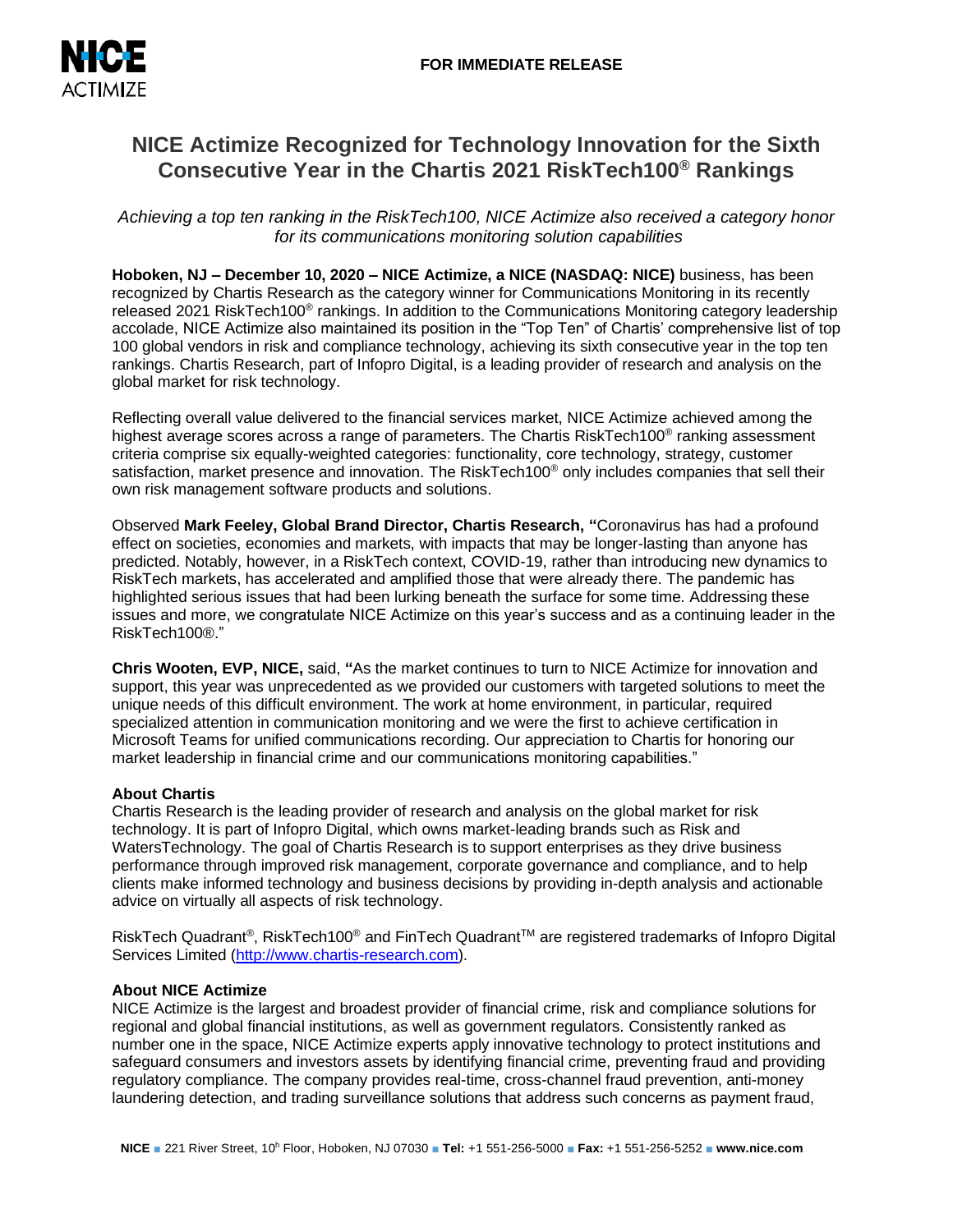NICE ACTIMIZE

**FOR IMMEDIATE RELEASE**

# NICE Actimize Recognized for Technology Innovation for the Sixth Consecutive Year in the Chartis 2021 RiskTech100® Rankings

*Achieving a top ten ranking in the RiskTech100, NICE Actimize also received a category honor for its communications monitoring solution capabilities*

**Hoboken, NJ – December 10, 2020 – NICE Actimize, a NICE (NASDAQ: NICE)** business, has been recognized by Chartis Research as the category winner for Communications Monitoring in its recently released 2021 RiskTech100® rankings. In addition to the Communications Monitoring category leadership accolade, NICE Actimize also maintained its position in the "Top Ten" of Chartis' comprehensive list of top 100 global vendors in risk and compliance technology, achieving its sixth consecutive year in the top ten rankings. Chartis Research, part of Infopro Digital, is a leading provider of research and analysis on the global market for risk technology.

Reflecting overall value delivered to the financial services market, NICE Actimize achieved among the highest average scores across a range of parameters. The Chartis RiskTech100® ranking assessment criteria comprise six equally-weighted categories: functionality, core technology, strategy, customer satisfaction, market presence and innovation. The RiskTech100® only includes companies that sell their own risk management software products and solutions.

Observed **Mark Feeley, Global Brand Director, Chartis Research, "**Coronavirus has had a profound effect on societies, economies and markets, with impacts that may be longer-lasting than anyone has predicted. Notably, however, in a RiskTech context, COVID-19, rather than introducing new dynamics to RiskTech markets, has accelerated and amplified those that were already there. The pandemic has highlighted serious issues that had been lurking beneath the surface for some time. Addressing these issues and more, we congratulate NICE Actimize on this year's success and as a continuing leader in the RiskTech100®."

**Chris Wooten, EVP, NICE,** said, **"**As the market continues to turn to NICE Actimize for innovation and support, this year was unprecedented as we provided our customers with targeted solutions to meet the unique needs of this difficult environment. The work at home environment, in particular, required specialized attention in communication monitoring and we were the first to achieve certification in Microsoft Teams for unified communications recording. Our appreciation to Chartis for honoring our market leadership in financial crime and our communications monitoring capabilities."

**About Chartis**

Chartis Research is the leading provider of research and analysis on the global market for risk technology. It is part of Infopro Digital, which owns market-leading brands such as Risk and WatersTechnology. The goal of Chartis Research is to support enterprises as they drive business performance through improved risk management, corporate governance and compliance, and to help clients make informed technology and business decisions by providing in-depth analysis and actionable advice on virtually all aspects of risk technology.

RiskTech Quadrant®, RiskTech100® and FinTech Quadrant™ are registered trademarks of Infopro Digital Services Limited (http://www.chartis-research.com).

**About NICE Actimize**

NICE Actimize is the largest and broadest provider of financial crime, risk and compliance solutions for regional and global financial institutions, as well as government regulators. Consistently ranked as number one in the space, NICE Actimize experts apply innovative technology to protect institutions and safeguard consumers and investors assets by identifying financial crime, preventing fraud and providing regulatory compliance. The company provides real-time, cross-channel fraud prevention, anti-money laundering detection, and trading surveillance solutions that address such concerns as payment fraud,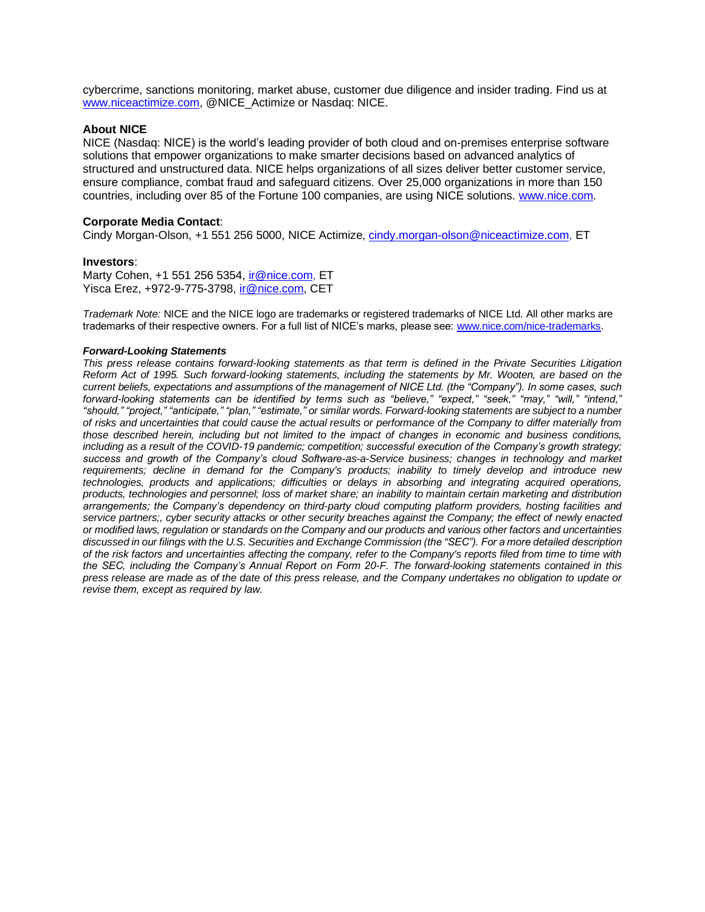cybercrime, sanctions monitoring, market abuse, customer due diligence and insider trading. Find us at www.niceactimize.com, @NICE_Actimize or Nasdaq: NICE.

**About NICE**

NICE (Nasdaq: NICE) is the world's leading provider of both cloud and on-premises enterprise software solutions that empower organizations to make smarter decisions based on advanced analytics of structured and unstructured data. NICE helps organizations of all sizes deliver better customer service, ensure compliance, combat fraud and safeguard citizens. Over 25,000 organizations in more than 150 countries, including over 85 of the Fortune 100 companies, are using NICE solutions. www.nice.com.

**Corporate Media Contact**:

Cindy Morgan-Olson, +1 551 256 5000, NICE Actimize, cindy.morgan-olson@niceactimize.com, ET

**Investors**:

Marty Cohen, +1 551 256 5354, ir@nice.com, ET
Yisca Erez, +972-9-775-3798, ir@nice.com, CET

*Trademark Note:* NICE and the NICE logo are trademarks or registered trademarks of NICE Ltd. All other marks are trademarks of their respective owners. For a full list of NICE's marks, please see: www.nice.com/nice-trademarks.

***Forward-Looking Statements***

*This press release contains forward-looking statements as that term is defined in the Private Securities Litigation Reform Act of 1995. Such forward-looking statements, including the statements by Mr. Wooten, are based on the current beliefs, expectations and assumptions of the management of NICE Ltd. (the "Company"). In some cases, such forward-looking statements can be identified by terms such as "believe," "expect," "seek," "may," "will," "intend," "should," "project," "anticipate," "plan," "estimate," or similar words. Forward-looking statements are subject to a number of risks and uncertainties that could cause the actual results or performance of the Company to differ materially from those described herein, including but not limited to the impact of changes in economic and business conditions, including as a result of the COVID-19 pandemic; competition; successful execution of the Company's growth strategy; success and growth of the Company's cloud Software-as-a-Service business; changes in technology and market requirements; decline in demand for the Company's products; inability to timely develop and introduce new technologies, products and applications; difficulties or delays in absorbing and integrating acquired operations, products, technologies and personnel; loss of market share; an inability to maintain certain marketing and distribution arrangements; the Company's dependency on third-party cloud computing platform providers, hosting facilities and service partners;, cyber security attacks or other security breaches against the Company; the effect of newly enacted or modified laws, regulation or standards on the Company and our products and various other factors and uncertainties discussed in our filings with the U.S. Securities and Exchange Commission (the "SEC"). For a more detailed description of the risk factors and uncertainties affecting the company, refer to the Company's reports filed from time to time with the SEC, including the Company's Annual Report on Form 20-F. The forward-looking statements contained in this press release are made as of the date of this press release, and the Company undertakes no obligation to update or revise them, except as required by law.*